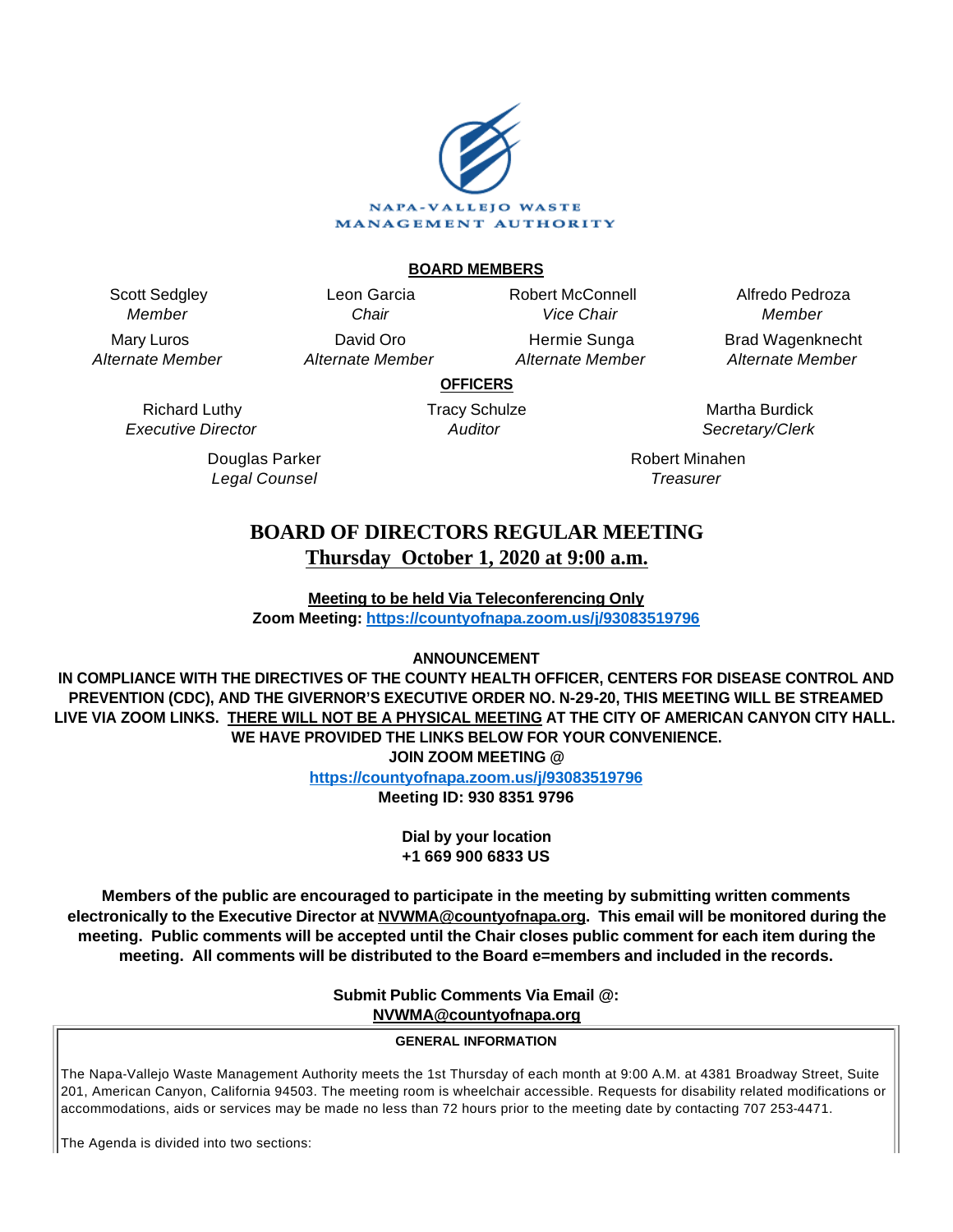NAPA-VALLEJO WASTE MANAGEMENT AUTHORITY

**BOARD MEMBERS**

| | | | |
|---|---|---|---|
| Scott Sedgley *Member* | Leon Garcia *Chair* | Robert McConnell *Vice Chair* | Alfredo Pedroza *Member* |
| Mary Luros *Alternate Member* | David Oro *Alternate Member* | Hermie Sunga *Alternate Member* | Brad Wagenknecht *Alternate Member* |

**OFFICERS**

| | | |
|---|---|---|
| Richard Luthy *Executive Director* | Tracy Schulze *Auditor* | Martha Burdick *Secretary/Clerk* |
| Douglas Parker *Legal Counsel* | | Robert Minahen *Treasurer* |

# BOARD OF DIRECTORS REGULAR MEETING

## Thursday October 1, 2020 at 9:00 a.m.

**Meeting to be held Via Teleconferencing Only**
**Zoom Meeting: https://countyofnapa.zoom.us/j/93083519796**

**ANNOUNCEMENT**

**IN COMPLIANCE WITH THE DIRECTIVES OF THE COUNTY HEALTH OFFICER, CENTERS FOR DISEASE CONTROL AND PREVENTION (CDC), AND THE GIVERNOR'S EXECUTIVE ORDER NO. N-29-20, THIS MEETING WILL BE STREAMED LIVE VIA ZOOM LINKS. THERE WILL NOT BE A PHYSICAL MEETING AT THE CITY OF AMERICAN CANYON CITY HALL. WE HAVE PROVIDED THE LINKS BELOW FOR YOUR CONVENIENCE.**

**JOIN ZOOM MEETING @**
**https://countyofnapa.zoom.us/j/93083519796**
**Meeting ID: 930 8351 9796**

**Dial by your location**
**+1 669 900 6833 US**

**Members of the public are encouraged to participate in the meeting by submitting written comments electronically to the Executive Director at NVWMA@countyofnapa.org. This email will be monitored during the meeting. Public comments will be accepted until the Chair closes public comment for each item during the meeting. All comments will be distributed to the Board e=members and included in the records.**

**Submit Public Comments Via Email @:**
**NVWMA@countyofnapa.org**

**GENERAL INFORMATION**

The Napa-Vallejo Waste Management Authority meets the 1st Thursday of each month at 9:00 A.M. at 4381 Broadway Street, Suite 201, American Canyon, California 94503. The meeting room is wheelchair accessible. Requests for disability related modifications or accommodations, aids or services may be made no less than 72 hours prior to the meeting date by contacting 707 253-4471.

The Agenda is divided into two sections: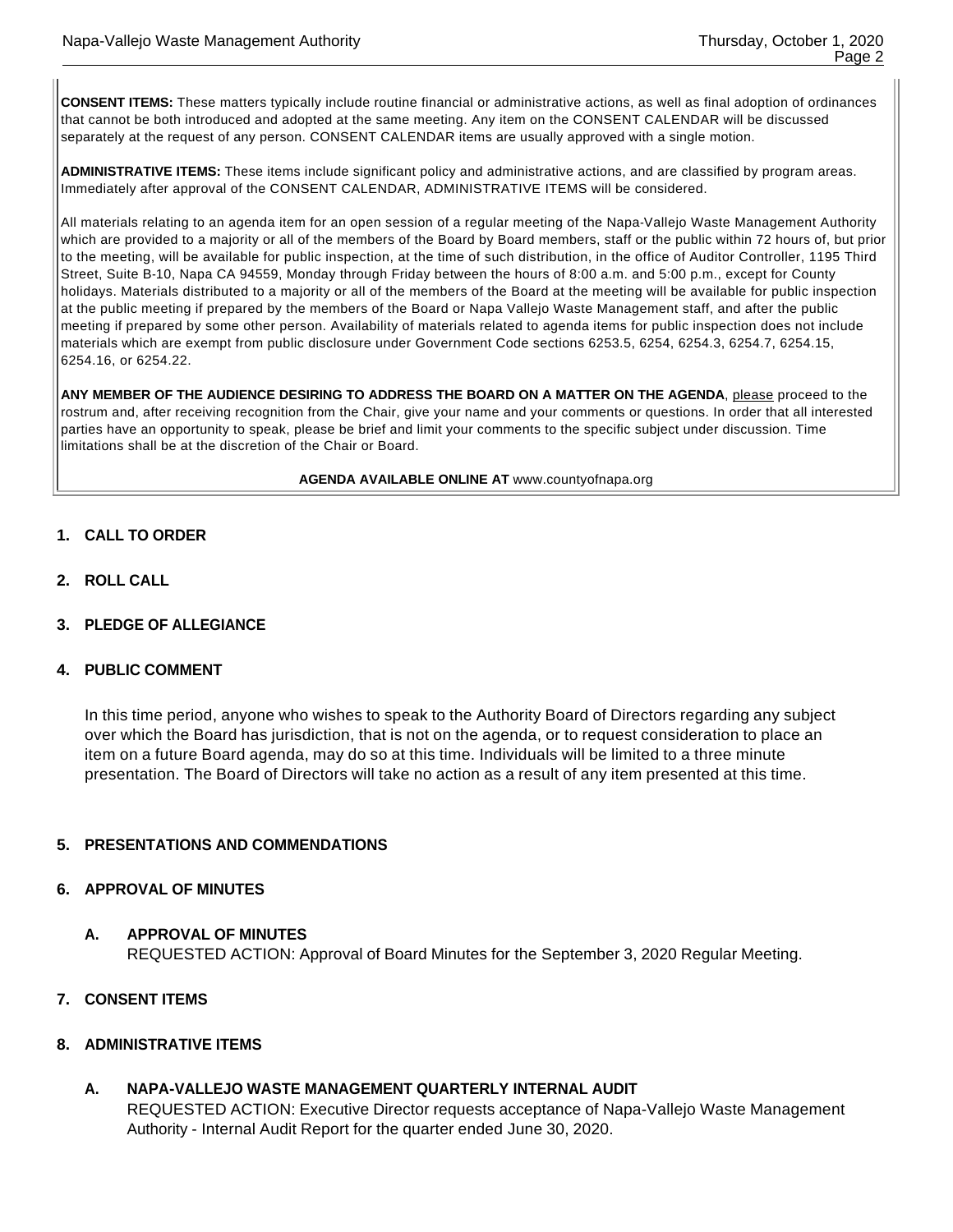**CONSENT ITEMS:** These matters typically include routine financial or administrative actions, as well as final adoption of ordinances that cannot be both introduced and adopted at the same meeting. Any item on the CONSENT CALENDAR will be discussed separately at the request of any person. CONSENT CALENDAR items are usually approved with a single motion.

**ADMINISTRATIVE ITEMS:** These items include significant policy and administrative actions, and are classified by program areas. Immediately after approval of the CONSENT CALENDAR, ADMINISTRATIVE ITEMS will be considered.

All materials relating to an agenda item for an open session of a regular meeting of the Napa-Vallejo Waste Management Authority which are provided to a majority or all of the members of the Board by Board members, staff or the public within 72 hours of, but prior to the meeting, will be available for public inspection, at the time of such distribution, in the office of Auditor Controller, 1195 Third Street, Suite B-10, Napa CA 94559, Monday through Friday between the hours of 8:00 a.m. and 5:00 p.m., except for County holidays. Materials distributed to a majority or all of the members of the Board at the meeting will be available for public inspection at the public meeting if prepared by the members of the Board or Napa Vallejo Waste Management staff, and after the public meeting if prepared by some other person. Availability of materials related to agenda items for public inspection does not include materials which are exempt from public disclosure under Government Code sections 6253.5, 6254, 6254.3, 6254.7, 6254.15, 6254.16, or 6254.22.

**ANY MEMBER OF THE AUDIENCE DESIRING TO ADDRESS THE BOARD ON A MATTER ON THE AGENDA**, please proceed to the rostrum and, after receiving recognition from the Chair, give your name and your comments or questions. In order that all interested parties have an opportunity to speak, please be brief and limit your comments to the specific subject under discussion. Time limitations shall be at the discretion of the Chair or Board.

**AGENDA AVAILABLE ONLINE AT** www.countyofnapa.org

## 1. CALL TO ORDER

## 2. ROLL CALL

## 3. PLEDGE OF ALLEGIANCE

## 4. PUBLIC COMMENT

In this time period, anyone who wishes to speak to the Authority Board of Directors regarding any subject over which the Board has jurisdiction, that is not on the agenda, or to request consideration to place an item on a future Board agenda, may do so at this time. Individuals will be limited to a three minute presentation. The Board of Directors will take no action as a result of any item presented at this time.

## 5. PRESENTATIONS AND COMMENDATIONS

## 6. APPROVAL OF MINUTES

### A. APPROVAL OF MINUTES

REQUESTED ACTION: Approval of Board Minutes for the September 3, 2020 Regular Meeting.

## 7. CONSENT ITEMS

## 8. ADMINISTRATIVE ITEMS

### A. NAPA-VALLEJO WASTE MANAGEMENT QUARTERLY INTERNAL AUDIT

REQUESTED ACTION: Executive Director requests acceptance of Napa-Vallejo Waste Management Authority - Internal Audit Report for the quarter ended June 30, 2020.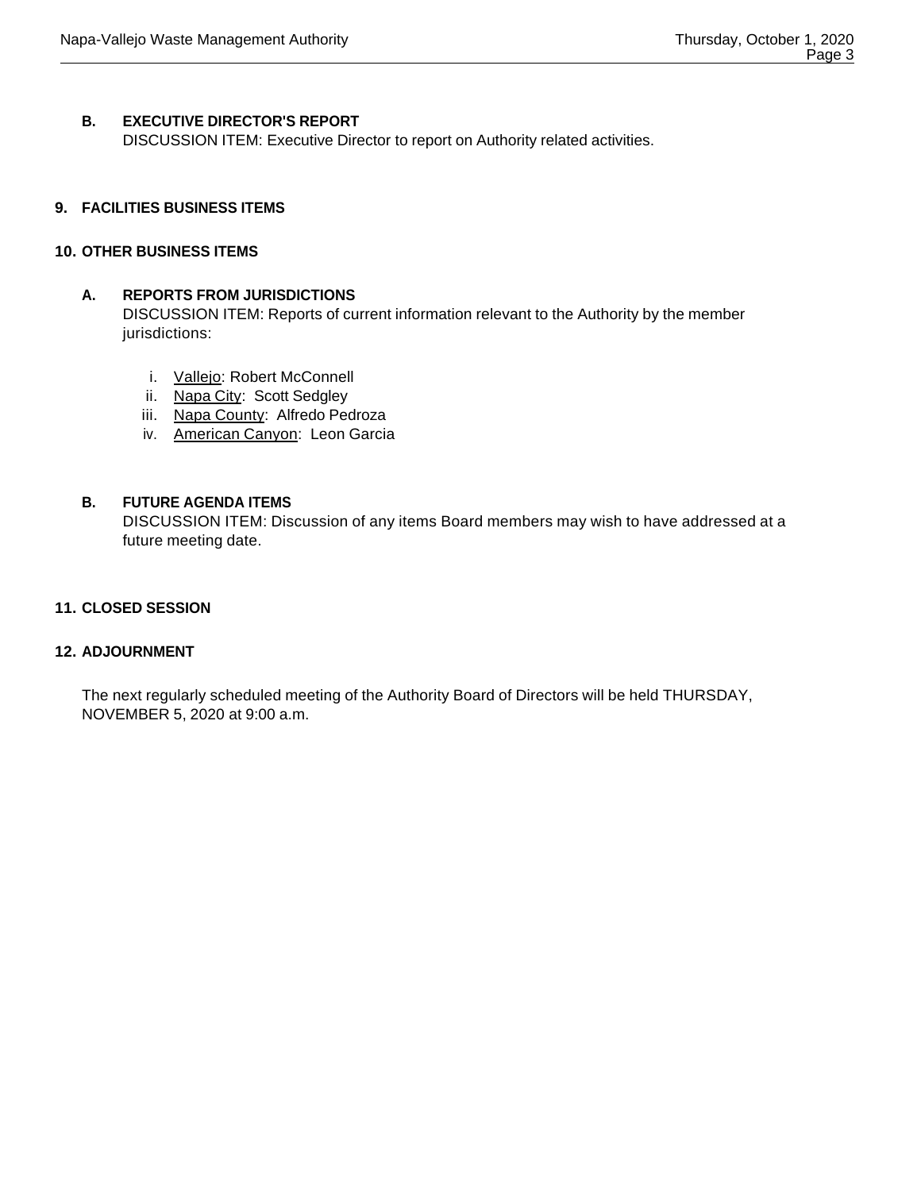### B. EXECUTIVE DIRECTOR'S REPORT

DISCUSSION ITEM: Executive Director to report on Authority related activities.

## 9. FACILITIES BUSINESS ITEMS

## 10. OTHER BUSINESS ITEMS

### A. REPORTS FROM JURISDICTIONS

DISCUSSION ITEM: Reports of current information relevant to the Authority by the member jurisdictions:

i. Vallejo: Robert McConnell
ii. Napa City: Scott Sedgley
iii. Napa County: Alfredo Pedroza
iv. American Canyon: Leon Garcia

### B. FUTURE AGENDA ITEMS

DISCUSSION ITEM: Discussion of any items Board members may wish to have addressed at a future meeting date.

## 11. CLOSED SESSION

## 12. ADJOURNMENT

The next regularly scheduled meeting of the Authority Board of Directors will be held THURSDAY, NOVEMBER 5, 2020 at 9:00 a.m.